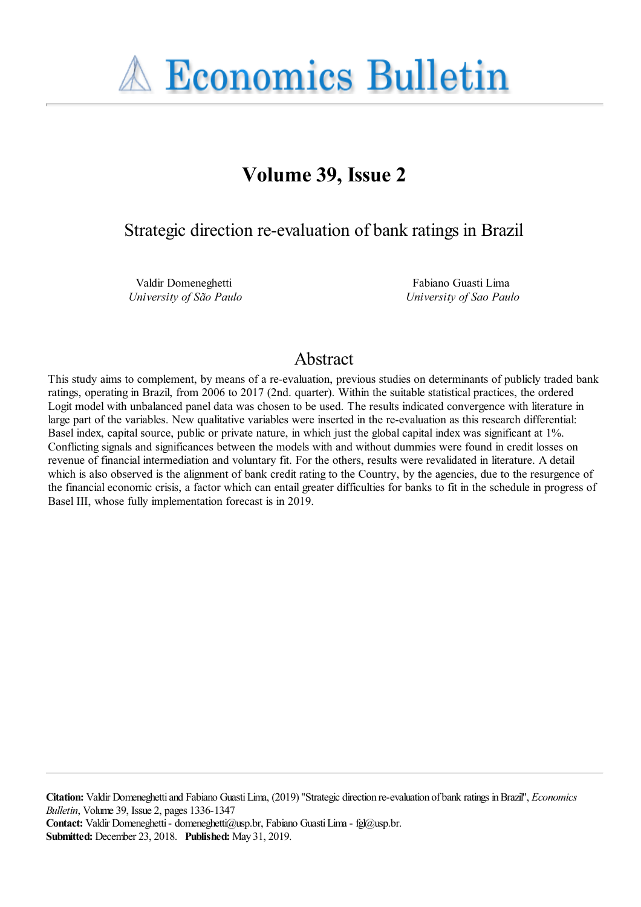# Economics Bulletin

## Volume 39, Issue 2

### Strategic direction re-evaluation of bank ratings in Brazil

Valdir Domeneghetti
*University of São Paulo*

Fabiano Guasti Lima
*University of Sao Paulo*

## Abstract

This study aims to complement, by means of a re-evaluation, previous studies on determinants of publicly traded bank ratings, operating in Brazil, from 2006 to 2017 (2nd. quarter). Within the suitable statistical practices, the ordered Logit model with unbalanced panel data was chosen to be used. The results indicated convergence with literature in large part of the variables. New qualitative variables were inserted in the re-evaluation as this research differential: Basel index, capital source, public or private nature, in which just the global capital index was significant at 1%. Conflicting signals and significances between the models with and without dummies were found in credit losses on revenue of financial intermediation and voluntary fit. For the others, results were revalidated in literature. A detail which is also observed is the alignment of bank credit rating to the Country, by the agencies, due to the resurgence of the financial economic crisis, a factor which can entail greater difficulties for banks to fit in the schedule in progress of Basel III, whose fully implementation forecast is in 2019.

**Citation:** Valdir Domeneghetti and Fabiano Guasti Lima, (2019) "Strategic direction re-evaluation of bank ratings in Brazil", *Economics Bulletin*, Volume 39, Issue 2, pages 1336-1347
**Contact:** Valdir Domeneghetti - domeneghetti@usp.br, Fabiano Guasti Lima - fgl@usp.br.
**Submitted:** December 23, 2018. **Published:** May 31, 2019.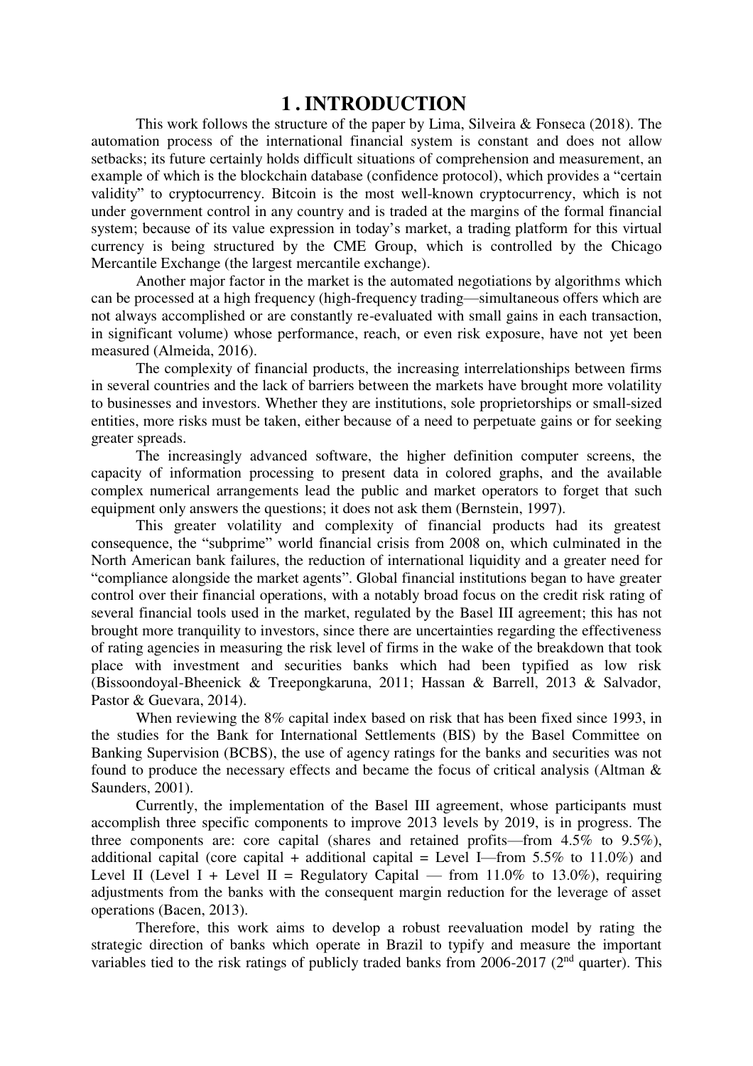# 1. INTRODUCTION

This work follows the structure of the paper by Lima, Silveira & Fonseca (2018). The automation process of the international financial system is constant and does not allow setbacks; its future certainly holds difficult situations of comprehension and measurement, an example of which is the blockchain database (confidence protocol), which provides a "certain validity" to cryptocurrency. Bitcoin is the most well-known cryptocurrency, which is not under government control in any country and is traded at the margins of the formal financial system; because of its value expression in today's market, a trading platform for this virtual currency is being structured by the CME Group, which is controlled by the Chicago Mercantile Exchange (the largest mercantile exchange).

Another major factor in the market is the automated negotiations by algorithms which can be processed at a high frequency (high-frequency trading—simultaneous offers which are not always accomplished or are constantly re-evaluated with small gains in each transaction, in significant volume) whose performance, reach, or even risk exposure, have not yet been measured (Almeida, 2016).

The complexity of financial products, the increasing interrelationships between firms in several countries and the lack of barriers between the markets have brought more volatility to businesses and investors. Whether they are institutions, sole proprietorships or small-sized entities, more risks must be taken, either because of a need to perpetuate gains or for seeking greater spreads.

The increasingly advanced software, the higher definition computer screens, the capacity of information processing to present data in colored graphs, and the available complex numerical arrangements lead the public and market operators to forget that such equipment only answers the questions; it does not ask them (Bernstein, 1997).

This greater volatility and complexity of financial products had its greatest consequence, the "subprime" world financial crisis from 2008 on, which culminated in the North American bank failures, the reduction of international liquidity and a greater need for "compliance alongside the market agents". Global financial institutions began to have greater control over their financial operations, with a notably broad focus on the credit risk rating of several financial tools used in the market, regulated by the Basel III agreement; this has not brought more tranquility to investors, since there are uncertainties regarding the effectiveness of rating agencies in measuring the risk level of firms in the wake of the breakdown that took place with investment and securities banks which had been typified as low risk (Bissoondoyal-Bheenick & Treepongkaruna, 2011; Hassan & Barrell, 2013 & Salvador, Pastor & Guevara, 2014).

When reviewing the 8% capital index based on risk that has been fixed since 1993, in the studies for the Bank for International Settlements (BIS) by the Basel Committee on Banking Supervision (BCBS), the use of agency ratings for the banks and securities was not found to produce the necessary effects and became the focus of critical analysis (Altman & Saunders, 2001).

Currently, the implementation of the Basel III agreement, whose participants must accomplish three specific components to improve 2013 levels by 2019, is in progress. The three components are: core capital (shares and retained profits—from 4.5% to 9.5%), additional capital (core capital + additional capital = Level I—from 5.5% to 11.0%) and Level II (Level I + Level II = Regulatory Capital — from 11.0% to 13.0%), requiring adjustments from the banks with the consequent margin reduction for the leverage of asset operations (Bacen, 2013).

Therefore, this work aims to develop a robust reevaluation model by rating the strategic direction of banks which operate in Brazil to typify and measure the important variables tied to the risk ratings of publicly traded banks from 2006-2017 (2nd quarter). This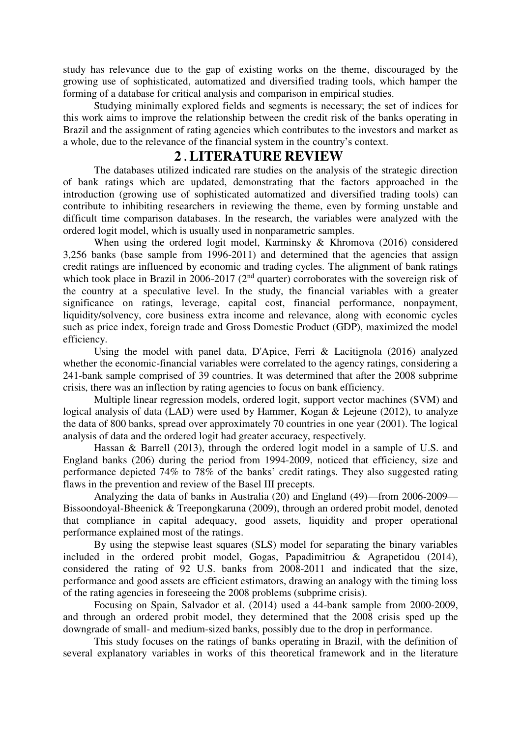study has relevance due to the gap of existing works on the theme, discouraged by the growing use of sophisticated, automatized and diversified trading tools, which hamper the forming of a database for critical analysis and comparison in empirical studies.

Studying minimally explored fields and segments is necessary; the set of indices for this work aims to improve the relationship between the credit risk of the banks operating in Brazil and the assignment of rating agencies which contributes to the investors and market as a whole, due to the relevance of the financial system in the country's context.

## 2. LITERATURE REVIEW

The databases utilized indicated rare studies on the analysis of the strategic direction of bank ratings which are updated, demonstrating that the factors approached in the introduction (growing use of sophisticated automatized and diversified trading tools) can contribute to inhibiting researchers in reviewing the theme, even by forming unstable and difficult time comparison databases. In the research, the variables were analyzed with the ordered logit model, which is usually used in nonparametric samples.

When using the ordered logit model, Karminsky & Khromova (2016) considered 3,256 banks (base sample from 1996-2011) and determined that the agencies that assign credit ratings are influenced by economic and trading cycles. The alignment of bank ratings which took place in Brazil in 2006-2017 (2nd quarter) corroborates with the sovereign risk of the country at a speculative level. In the study, the financial variables with a greater significance on ratings, leverage, capital cost, financial performance, nonpayment, liquidity/solvency, core business extra income and relevance, along with economic cycles such as price index, foreign trade and Gross Domestic Product (GDP), maximized the model efficiency.

Using the model with panel data, D'Apice, Ferri & Lacitignola (2016) analyzed whether the economic-financial variables were correlated to the agency ratings, considering a 241-bank sample comprised of 39 countries. It was determined that after the 2008 subprime crisis, there was an inflection by rating agencies to focus on bank efficiency.

Multiple linear regression models, ordered logit, support vector machines (SVM) and logical analysis of data (LAD) were used by Hammer, Kogan & Lejeune (2012), to analyze the data of 800 banks, spread over approximately 70 countries in one year (2001). The logical analysis of data and the ordered logit had greater accuracy, respectively.

Hassan & Barrell (2013), through the ordered logit model in a sample of U.S. and England banks (206) during the period from 1994-2009, noticed that efficiency, size and performance depicted 74% to 78% of the banks' credit ratings. They also suggested rating flaws in the prevention and review of the Basel III precepts.

Analyzing the data of banks in Australia (20) and England (49)—from 2006-2009—Bissoondoyal-Bheenick & Treepongkaruna (2009), through an ordered probit model, denoted that compliance in capital adequacy, good assets, liquidity and proper operational performance explained most of the ratings.

By using the stepwise least squares (SLS) model for separating the binary variables included in the ordered probit model, Gogas, Papadimitriou & Agrapetidou (2014), considered the rating of 92 U.S. banks from 2008-2011 and indicated that the size, performance and good assets are efficient estimators, drawing an analogy with the timing loss of the rating agencies in foreseeing the 2008 problems (subprime crisis).

Focusing on Spain, Salvador et al. (2014) used a 44-bank sample from 2000-2009, and through an ordered probit model, they determined that the 2008 crisis sped up the downgrade of small- and medium-sized banks, possibly due to the drop in performance.

This study focuses on the ratings of banks operating in Brazil, with the definition of several explanatory variables in works of this theoretical framework and in the literature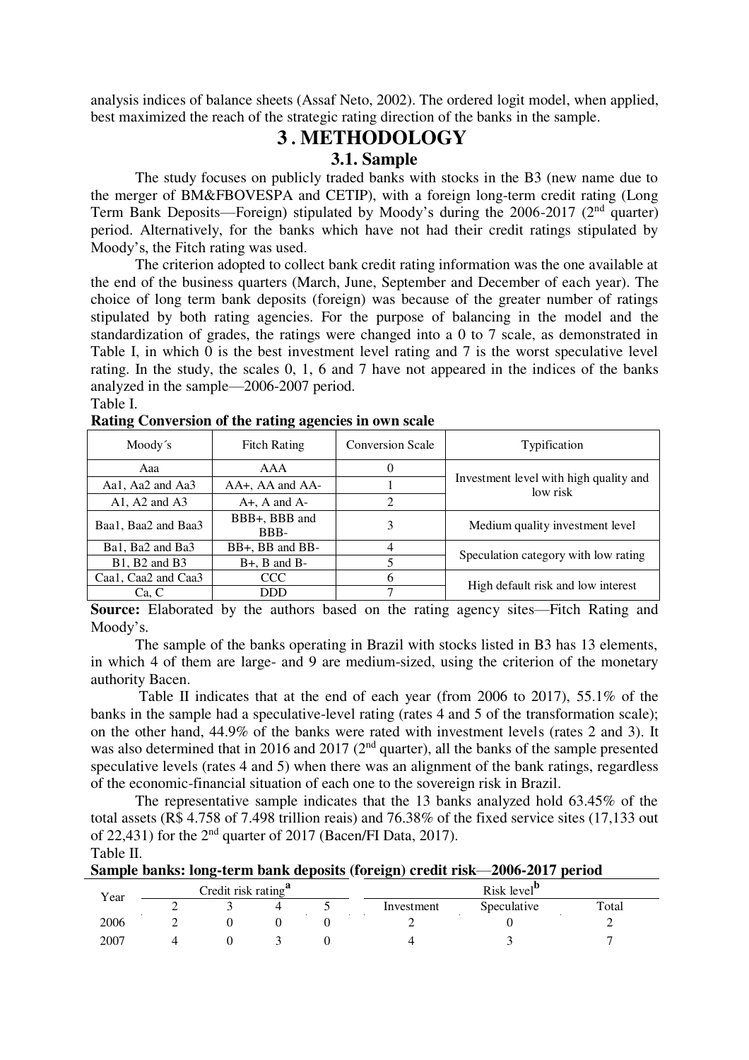analysis indices of balance sheets (Assaf Neto, 2002). The ordered logit model, when applied, best maximized the reach of the strategic rating direction of the banks in the sample.

# 3 . METHODOLOGY

## 3.1. Sample

The study focuses on publicly traded banks with stocks in the B3 (new name due to the merger of BM&FBOVESPA and CETIP), with a foreign long-term credit rating (Long Term Bank Deposits—Foreign) stipulated by Moody's during the 2006-2017 (2nd quarter) period. Alternatively, for the banks which have not had their credit ratings stipulated by Moody's, the Fitch rating was used.

The criterion adopted to collect bank credit rating information was the one available at the end of the business quarters (March, June, September and December of each year). The choice of long term bank deposits (foreign) was because of the greater number of ratings stipulated by both rating agencies. For the purpose of balancing in the model and the standardization of grades, the ratings were changed into a 0 to 7 scale, as demonstrated in Table I, in which 0 is the best investment level rating and 7 is the worst speculative level rating. In the study, the scales 0, 1, 6 and 7 have not appeared in the indices of the banks analyzed in the sample—2006-2007 period.

Table I.

**Rating Conversion of the rating agencies in own scale**

| Moody´s | Fitch Rating | Conversion Scale | Typification |
|---|---|---|---|
| Aaa | AAA | 0 | Investment level with high quality and low risk |
| Aa1, Aa2 and Aa3 | AA+, AA and AA- | 1 | |
| A1, A2 and A3 | A+, A and A- | 2 | |
| Baa1, Baa2 and Baa3 | BBB+, BBB and BBB- | 3 | Medium quality investment level |
| Ba1, Ba2 and Ba3 | BB+, BB and BB- | 4 | Speculation category with low rating |
| B1, B2 and B3 | B+, B and B- | 5 | |
| Caa1, Caa2 and Caa3 | CCC | 6 | High default risk and low interest |
| Ca, C | DDD | 7 | |

**Source:** Elaborated by the authors based on the rating agency sites—Fitch Rating and Moody's.

The sample of the banks operating in Brazil with stocks listed in B3 has 13 elements, in which 4 of them are large- and 9 are medium-sized, using the criterion of the monetary authority Bacen.

Table II indicates that at the end of each year (from 2006 to 2017), 55.1% of the banks in the sample had a speculative-level rating (rates 4 and 5 of the transformation scale); on the other hand, 44.9% of the banks were rated with investment levels (rates 2 and 3). It was also determined that in 2016 and 2017 (2nd quarter), all the banks of the sample presented speculative levels (rates 4 and 5) when there was an alignment of the bank ratings, regardless of the economic-financial situation of each one to the sovereign risk in Brazil.

The representative sample indicates that the 13 banks analyzed hold 63.45% of the total assets (R$ 4.758 of 7.498 trillion reais) and 76.38% of the fixed service sites (17,133 out of 22,431) for the 2nd quarter of 2017 (Bacen/FI Data, 2017).

Table II.

**Sample banks: long-term bank deposits (foreign) credit risk—2006-2017 period**

| Year | Credit risk rating[a] | | | | Risk level[b] | | |
|---|---|---|---|---|---|---|---|
| | 2 | 3 | 4 | 5 | Investment | Speculative | Total |
| 2006 | 2 | 0 | 0 | 0 | 2 | 0 | 2 |
| 2007 | 4 | 0 | 3 | 0 | 4 | 3 | 7 |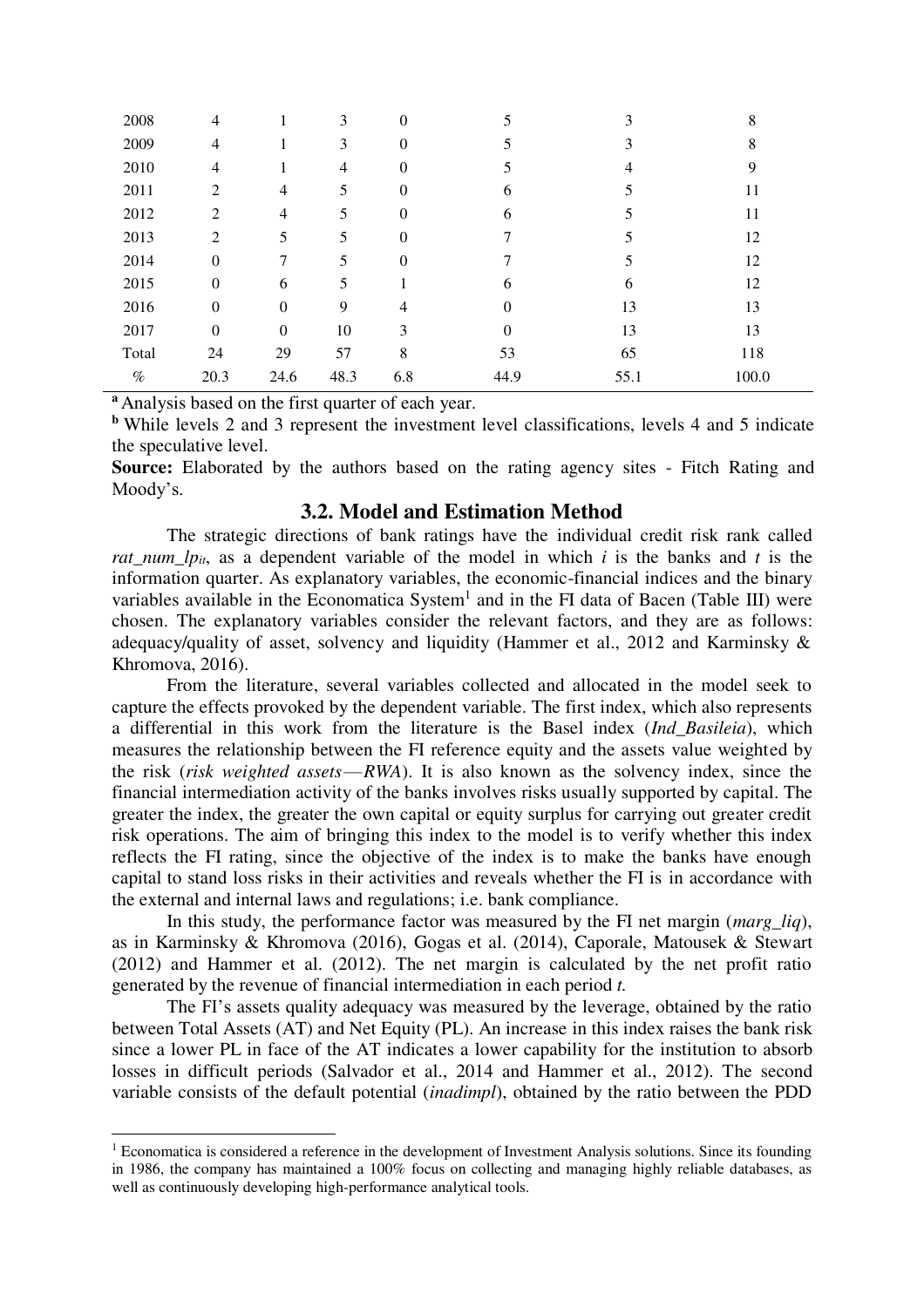| 2008 | 4 | 1 | 3 | 0 | 5 | 3 | 8 |
|---|---|---|---|---|---|---|---|
| 2009 | 4 | 1 | 3 | 0 | 5 | 3 | 8 |
| 2010 | 4 | 1 | 4 | 0 | 5 | 4 | 9 |
| 2011 | 2 | 4 | 5 | 0 | 6 | 5 | 11 |
| 2012 | 2 | 4 | 5 | 0 | 6 | 5 | 11 |
| 2013 | 2 | 5 | 5 | 0 | 7 | 5 | 12 |
| 2014 | 0 | 7 | 5 | 0 | 7 | 5 | 12 |
| 2015 | 0 | 6 | 5 | 1 | 6 | 6 | 12 |
| 2016 | 0 | 0 | 9 | 4 | 0 | 13 | 13 |
| 2017 | 0 | 0 | 10 | 3 | 0 | 13 | 13 |
| Total | 24 | 29 | 57 | 8 | 53 | 65 | 118 |
| % | 20.3 | 24.6 | 48.3 | 6.8 | 44.9 | 55.1 | 100.0 |

[a] Analysis based on the first quarter of each year.

[b] While levels 2 and 3 represent the investment level classifications, levels 4 and 5 indicate the speculative level.

**Source:** Elaborated by the authors based on the rating agency sites - Fitch Rating and Moody's.

## 3.2. Model and Estimation Method

The strategic directions of bank ratings have the individual credit risk rank called $rat\_num\_lp_{it}$, as a dependent variable of the model in which $i$ is the banks and $t$ is the information quarter. As explanatory variables, the economic-financial indices and the binary variables available in the Economatica System[1] and in the FI data of Bacen (Table III) were chosen. The explanatory variables consider the relevant factors, and they are as follows: adequacy/quality of asset, solvency and liquidity (Hammer et al., 2012 and Karminsky & Khromova, 2016).

From the literature, several variables collected and allocated in the model seek to capture the effects provoked by the dependent variable. The first index, which also represents a differential in this work from the literature is the Basel index (*Ind_Basileia*), which measures the relationship between the FI reference equity and the assets value weighted by the risk (*risk weighted assets*—*RWA*). It is also known as the solvency index, since the financial intermediation activity of the banks involves risks usually supported by capital. The greater the index, the greater the own capital or equity surplus for carrying out greater credit risk operations. The aim of bringing this index to the model is to verify whether this index reflects the FI rating, since the objective of the index is to make the banks have enough capital to stand loss risks in their activities and reveals whether the FI is in accordance with the external and internal laws and regulations; i.e. bank compliance.

In this study, the performance factor was measured by the FI net margin (*marg_liq*), as in Karminsky & Khromova (2016), Gogas et al. (2014), Caporale, Matousek & Stewart (2012) and Hammer et al. (2012). The net margin is calculated by the net profit ratio generated by the revenue of financial intermediation in each period $t$.

The FI's assets quality adequacy was measured by the leverage, obtained by the ratio between Total Assets (AT) and Net Equity (PL). An increase in this index raises the bank risk since a lower PL in face of the AT indicates a lower capability for the institution to absorb losses in difficult periods (Salvador et al., 2014 and Hammer et al., 2012). The second variable consists of the default potential (*inadimpl*), obtained by the ratio between the PDD

[1] Economatica is considered a reference in the development of Investment Analysis solutions. Since its founding in 1986, the company has maintained a 100% focus on collecting and managing highly reliable databases, as well as continuously developing high-performance analytical tools.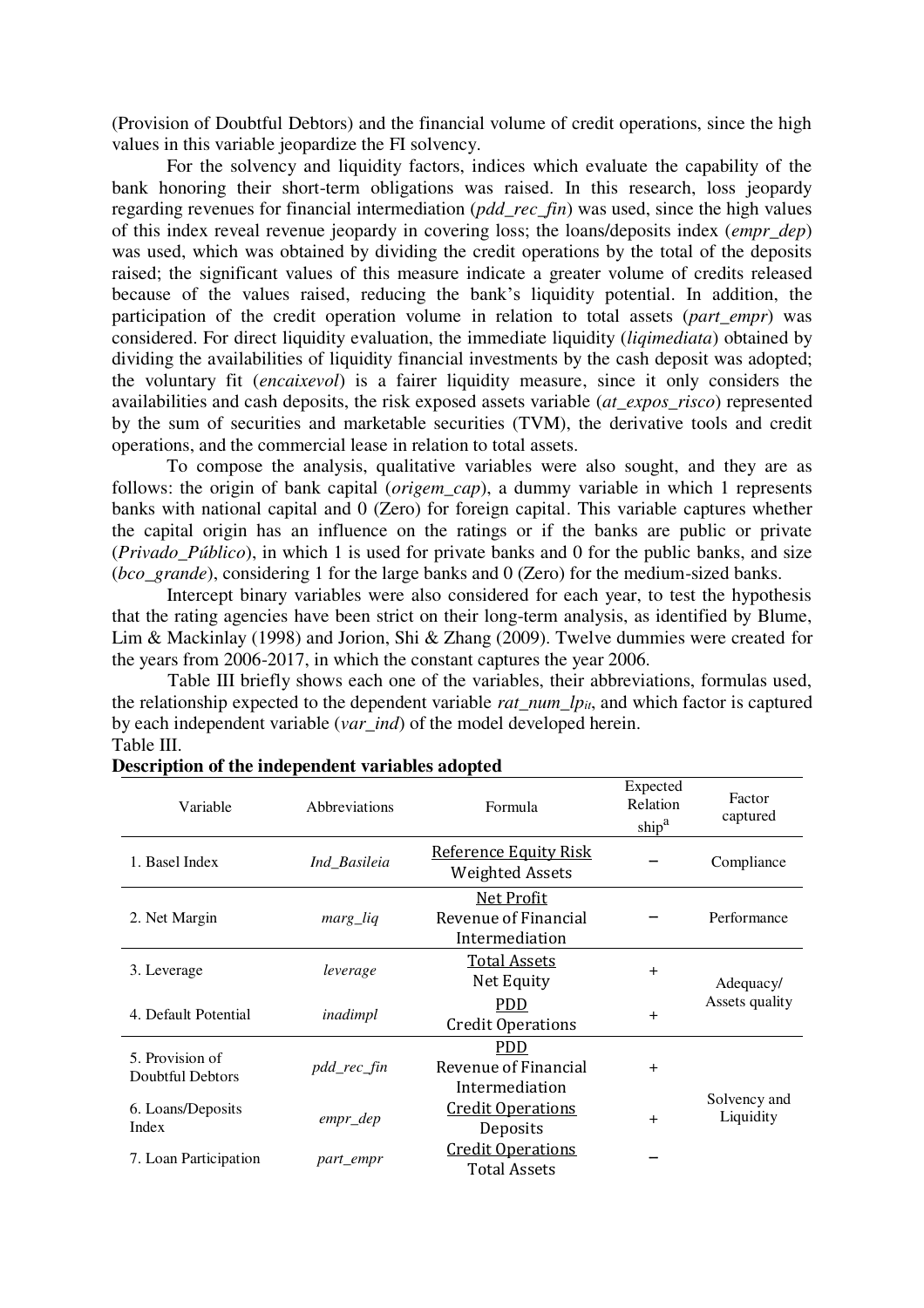(Provision of Doubtful Debtors) and the financial volume of credit operations, since the high values in this variable jeopardize the FI solvency.

For the solvency and liquidity factors, indices which evaluate the capability of the bank honoring their short-term obligations was raised. In this research, loss jeopardy regarding revenues for financial intermediation (*pdd_rec_fin*) was used, since the high values of this index reveal revenue jeopardy in covering loss; the loans/deposits index (*empr_dep*) was used, which was obtained by dividing the credit operations by the total of the deposits raised; the significant values of this measure indicate a greater volume of credits released because of the values raised, reducing the bank's liquidity potential. In addition, the participation of the credit operation volume in relation to total assets (*part_empr*) was considered. For direct liquidity evaluation, the immediate liquidity (*liqimediata*) obtained by dividing the availabilities of liquidity financial investments by the cash deposit was adopted; the voluntary fit (*encaixevol*) is a fairer liquidity measure, since it only considers the availabilities and cash deposits, the risk exposed assets variable (*at_expos_risco*) represented by the sum of securities and marketable securities (TVM), the derivative tools and credit operations, and the commercial lease in relation to total assets.

To compose the analysis, qualitative variables were also sought, and they are as follows: the origin of bank capital (*origem_cap*), a dummy variable in which 1 represents banks with national capital and 0 (Zero) for foreign capital. This variable captures whether the capital origin has an influence on the ratings or if the banks are public or private (*Privado_Público*), in which 1 is used for private banks and 0 for the public banks, and size (*bco_grande*), considering 1 for the large banks and 0 (Zero) for the medium-sized banks.

Intercept binary variables were also considered for each year, to test the hypothesis that the rating agencies have been strict on their long-term analysis, as identified by Blume, Lim & Mackinlay (1998) and Jorion, Shi & Zhang (2009). Twelve dummies were created for the years from 2006-2017, in which the constant captures the year 2006.

Table III briefly shows each one of the variables, their abbreviations, formulas used, the relationship expected to the dependent variable $rat\_num\_lp_{it}$, and which factor is captured by each independent variable (*var_ind*) of the model developed herein.

Table III.

**Description of the independent variables adopted**

| Variable | Abbreviations | Formula | Expected Relationship[a] | Factor captured |
|---|---|---|---|---|
| 1. Basel Index | *Ind_Basileia* | $\frac{\text{Reference Equity Risk}}{\text{Weighted Assets}}$ | − | Compliance |
| 2. Net Margin | *marg_liq* | $\frac{\text{Net Profit}}{\text{Revenue of Financial Intermediation}}$ | − | Performance |
| 3. Leverage | *leverage* | $\frac{\text{Total Assets}}{\text{Net Equity}}$ | + | Adequacy/ Assets quality |
| 4. Default Potential | *inadimpl* | $\frac{\text{PDD}}{\text{Credit Operations}}$ | + | |
| 5. Provision of Doubtful Debtors | *pdd_rec_fin* | $\frac{\text{PDD}}{\text{Revenue of Financial Intermediation}}$ | + | Solvency and Liquidity |
| 6. Loans/Deposits Index | *empr_dep* | $\frac{\text{Credit Operations}}{\text{Deposits}}$ | + | |
| 7. Loan Participation | *part_empr* | $\frac{\text{Credit Operations}}{\text{Total Assets}}$ | − | |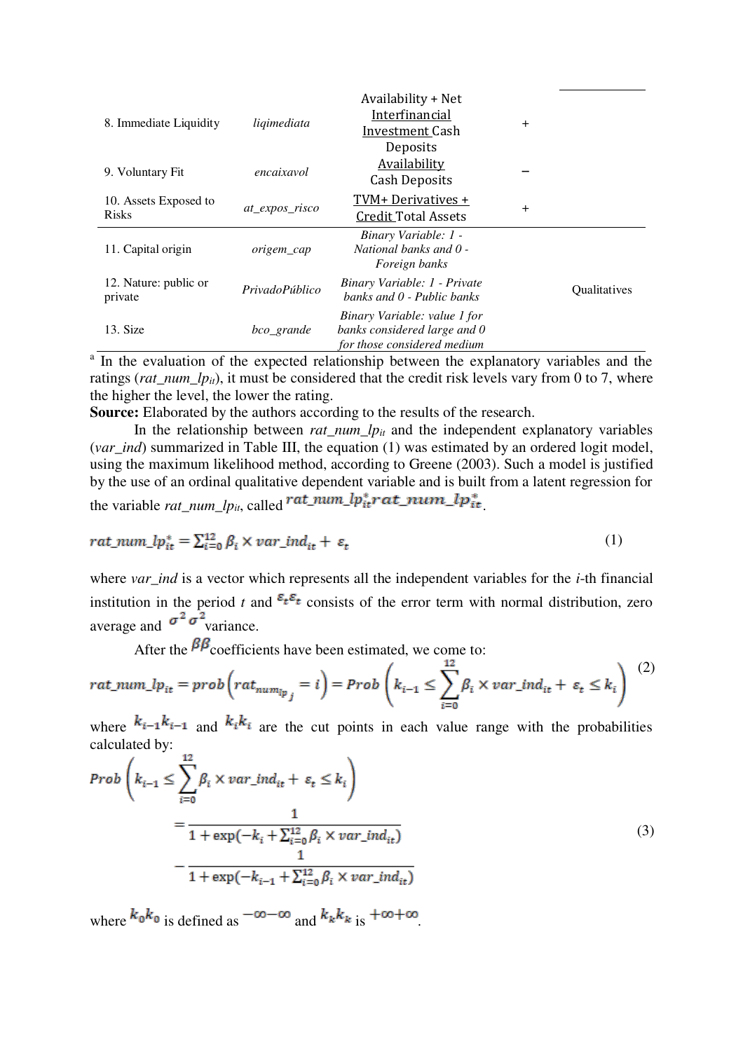| | | | | |
|---|---|---|---|---|
| 8. Immediate Liquidity | *liqimediata* | Availability + Net Interfinancial Investment Cash Deposits | + | |
| 9. Voluntary Fit | *encaixavol* | Availability Cash Deposits | − | |
| 10. Assets Exposed to Risks | *at_expos_risco* | TVM+ Derivatives + Credit Total Assets | + | |
| 11. Capital origin | *origem_cap* | *Binary Variable: 1 - National banks and 0 - Foreign banks* | | Qualitatives |
| 12. Nature: public or private | *PrivadoPúblico* | *Binary Variable: 1 - Private banks and 0 - Public banks* | | |
| 13. Size | *bco_grande* | *Binary Variable: value 1 for banks considered large and 0 for those considered medium* | | |

[a] In the evaluation of the expected relationship between the explanatory variables and the ratings (*rat_num_lp$_{it}$*), it must be considered that the credit risk levels vary from 0 to 7, where the higher the level, the lower the rating.

**Source:** Elaborated by the authors according to the results of the research.

In the relationship between *rat_num_lp$_{it}$* and the independent explanatory variables (*var_ind*) summarized in Table III, the equation (1) was estimated by an ordered logit model, using the maximum likelihood method, according to Greene (2003). Such a model is justified by the use of an ordinal qualitative dependent variable and is built from a latent regression for the variable *rat_num_lp$_{it}$*, called $rat\_num\_lp^*_{it}$.

$$rat\_num\_lp^*_{it} = \sum_{i=0}^{12} \beta_i \times var\_ind_{it} + \varepsilon_t \tag{1}$$

where *var_ind* is a vector which represents all the independent variables for the *i*-th financial institution in the period *t* and $\varepsilon_t$ consists of the error term with normal distribution, zero average and $\sigma^2$ variance.

After the $\beta$ coefficients have been estimated, we come to:

$$rat\_num\_lp_{it} = prob\left(rat_{num_{lp_j}} = i\right) = Prob\left(k_{i-1} \leq \sum_{i=0}^{12} \beta_i \times var\_ind_{it} + \varepsilon_t \leq k_i\right) \tag{2}$$

where $k_{i-1}$ and $k_i$ are the cut points in each value range with the probabilities calculated by:

$$Prob\left(k_{i-1} \leq \sum_{i=0}^{12} \beta_i \times var\_ind_{it} + \varepsilon_t \leq k_i\right) = \frac{1}{1+\exp(-k_i + \sum_{i=0}^{12} \beta_i \times var\_ind_{it})} - \frac{1}{1+\exp(-k_{i-1} + \sum_{i=0}^{12} \beta_i \times var\_ind_{it})} \tag{3}$$

where $k_0$ is defined as $-\infty$ and $k_k$ is $+\infty$.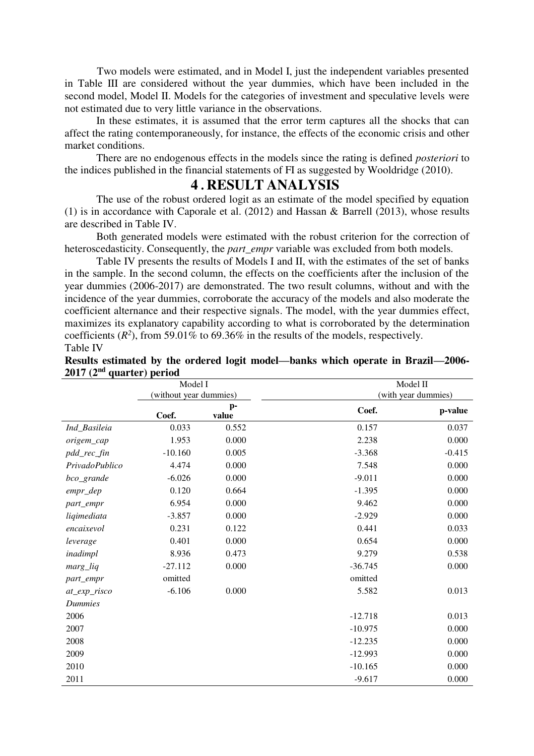Two models were estimated, and in Model I, just the independent variables presented in Table III are considered without the year dummies, which have been included in the second model, Model II. Models for the categories of investment and speculative levels were not estimated due to very little variance in the observations.

In these estimates, it is assumed that the error term captures all the shocks that can affect the rating contemporaneously, for instance, the effects of the economic crisis and other market conditions.

There are no endogenous effects in the models since the rating is defined *posteriori* to the indices published in the financial statements of FI as suggested by Wooldridge (2010).

# 4 . RESULT ANALYSIS

The use of the robust ordered logit as an estimate of the model specified by equation (1) is in accordance with Caporale et al. (2012) and Hassan & Barrell (2013), whose results are described in Table IV.

Both generated models were estimated with the robust criterion for the correction of heteroscedasticity. Consequently, the *part_empr* variable was excluded from both models.

Table IV presents the results of Models I and II, with the estimates of the set of banks in the sample. In the second column, the effects on the coefficients after the inclusion of the year dummies (2006-2017) are demonstrated. The two result columns, without and with the incidence of the year dummies, corroborate the accuracy of the models and also moderate the coefficient alternance and their respective signals. The model, with the year dummies effect, maximizes its explanatory capability according to what is corroborated by the determination coefficients ($R^2$), from 59.01% to 69.36% in the results of the models, respectively.

Table IV

**Results estimated by the ordered logit model—banks which operate in Brazil—2006-2017 (2nd quarter) period**

| | Model I (without year dummies) | | Model II (with year dummies) | |
|---|---|---|---|---|
| | **Coef.** | **p-value** | **Coef.** | **p-value** |
| *Ind_Basileia* | 0.033 | 0.552 | 0.157 | 0.037 |
| *origem_cap* | 1.953 | 0.000 | 2.238 | 0.000 |
| *pdd_rec_fin* | -10.160 | 0.005 | -3.368 | -0.415 |
| *PrivadoPublico* | 4.474 | 0.000 | 7.548 | 0.000 |
| *bco_grande* | -6.026 | 0.000 | -9.011 | 0.000 |
| *empr_dep* | 0.120 | 0.664 | -1.395 | 0.000 |
| *part_empr* | 6.954 | 0.000 | 9.462 | 0.000 |
| *liqimediata* | -3.857 | 0.000 | -2.929 | 0.000 |
| *encaixevol* | 0.231 | 0.122 | 0.441 | 0.033 |
| *leverage* | 0.401 | 0.000 | 0.654 | 0.000 |
| *inadimpl* | 8.936 | 0.473 | 9.279 | 0.538 |
| *marg_liq* | -27.112 | 0.000 | -36.745 | 0.000 |
| *part_empr* | omitted | | omitted | |
| *at_exp_risco* | -6.106 | 0.000 | 5.582 | 0.013 |
| *Dummies* | | | | |
| 2006 | | | -12.718 | 0.013 |
| 2007 | | | -10.975 | 0.000 |
| 2008 | | | -12.235 | 0.000 |
| 2009 | | | -12.993 | 0.000 |
| 2010 | | | -10.165 | 0.000 |
| 2011 | | | -9.617 | 0.000 |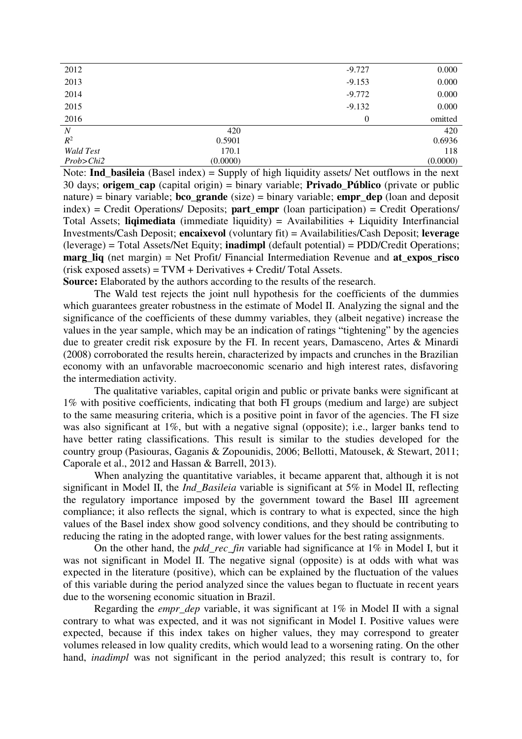| | | | |
|---|---|---|---|
| 2012 | | -9.727 | 0.000 |
| 2013 | | -9.153 | 0.000 |
| 2014 | | -9.772 | 0.000 |
| 2015 | | -9.132 | 0.000 |
| 2016 | | 0 | omitted |
| *N* | 420 | | 420 |
| $R^2$ | 0.5901 | | 0.6936 |
| *Wald Test* | 170.1 | | 118 |
| *Prob>Chi2* | (0.0000) | | (0.0000) |

Note: **Ind_basileia** (Basel index) = Supply of high liquidity assets/ Net outflows in the next 30 days; **origem_cap** (capital origin) = binary variable; **Privado_Público** (private or public nature) = binary variable; **bco_grande** (size) = binary variable; **empr_dep** (loan and deposit index) = Credit Operations/ Deposits; **part_empr** (loan participation) = Credit Operations/ Total Assets; **liqimediata** (immediate liquidity) = Availabilities + Liquidity Interfinancial Investments/Cash Deposit; **encaixevol** (voluntary fit) = Availabilities/Cash Deposit; **leverage** (leverage) = Total Assets/Net Equity; **inadimpl** (default potential) = PDD/Credit Operations; **marg_liq** (net margin) = Net Profit/ Financial Intermediation Revenue and **at_expos_risco** (risk exposed assets) = TVM + Derivatives + Credit/ Total Assets.

**Source:** Elaborated by the authors according to the results of the research.

The Wald test rejects the joint null hypothesis for the coefficients of the dummies which guarantees greater robustness in the estimate of Model II. Analyzing the signal and the significance of the coefficients of these dummy variables, they (albeit negative) increase the values in the year sample, which may be an indication of ratings "tightening" by the agencies due to greater credit risk exposure by the FI. In recent years, Damasceno, Artes & Minardi (2008) corroborated the results herein, characterized by impacts and crunches in the Brazilian economy with an unfavorable macroeconomic scenario and high interest rates, disfavoring the intermediation activity.

The qualitative variables, capital origin and public or private banks were significant at 1% with positive coefficients, indicating that both FI groups (medium and large) are subject to the same measuring criteria, which is a positive point in favor of the agencies. The FI size was also significant at 1%, but with a negative signal (opposite); i.e., larger banks tend to have better rating classifications. This result is similar to the studies developed for the country group (Pasiouras, Gaganis & Zopounidis, 2006; Bellotti, Matousek, & Stewart, 2011; Caporale et al., 2012 and Hassan & Barrell, 2013).

When analyzing the quantitative variables, it became apparent that, although it is not significant in Model II, the *Ind_Basileia* variable is significant at 5% in Model II, reflecting the regulatory importance imposed by the government toward the Basel III agreement compliance; it also reflects the signal, which is contrary to what is expected, since the high values of the Basel index show good solvency conditions, and they should be contributing to reducing the rating in the adopted range, with lower values for the best rating assignments.

On the other hand, the *pdd_rec_fin* variable had significance at 1% in Model I, but it was not significant in Model II. The negative signal (opposite) is at odds with what was expected in the literature (positive), which can be explained by the fluctuation of the values of this variable during the period analyzed since the values began to fluctuate in recent years due to the worsening economic situation in Brazil.

Regarding the *empr_dep* variable, it was significant at 1% in Model II with a signal contrary to what was expected, and it was not significant in Model I. Positive values were expected, because if this index takes on higher values, they may correspond to greater volumes released in low quality credits, which would lead to a worsening rating. On the other hand, *inadimpl* was not significant in the period analyzed; this result is contrary to, for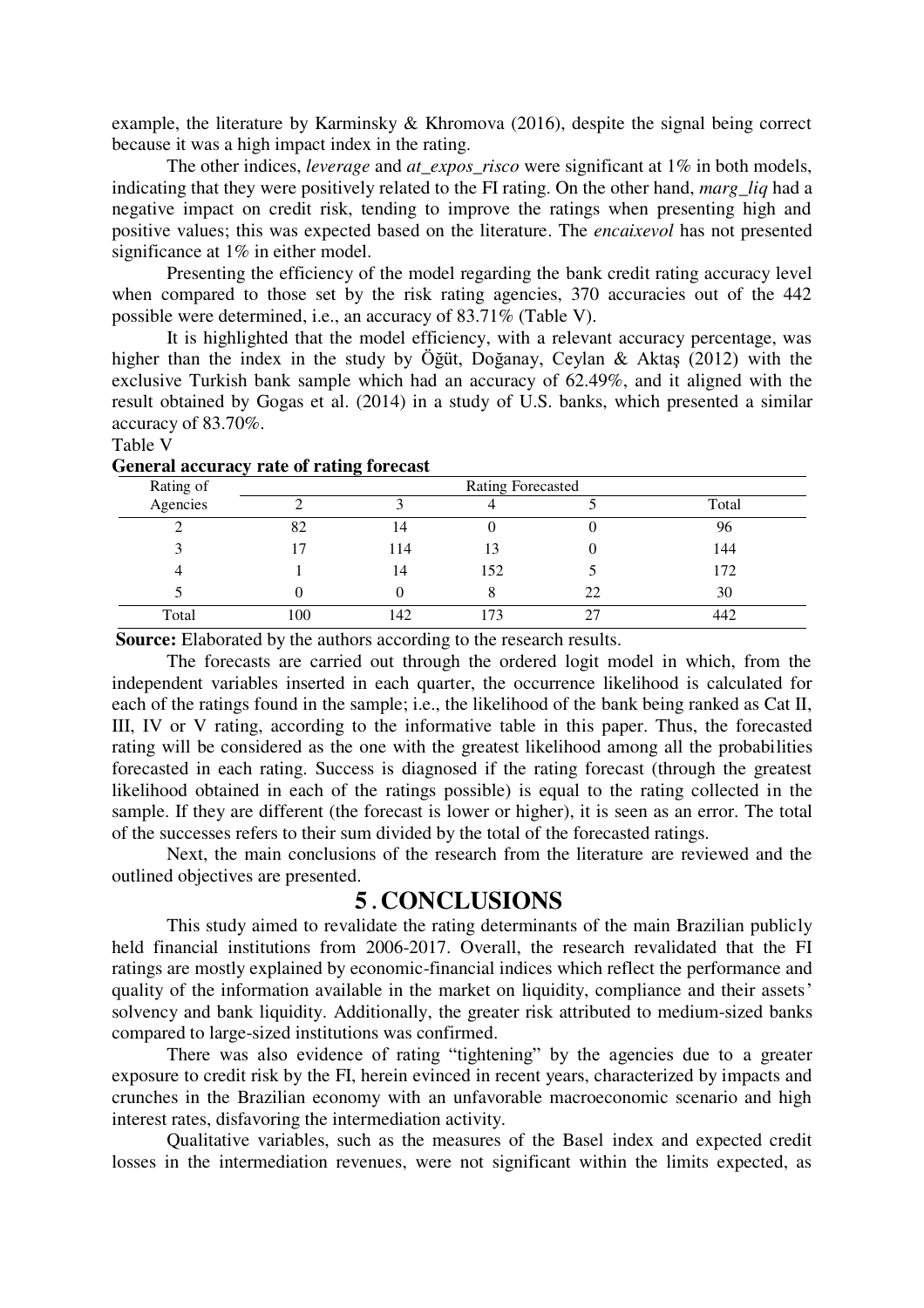example, the literature by Karminsky & Khromova (2016), despite the signal being correct because it was a high impact index in the rating.

The other indices, *leverage* and *at_expos_risco* were significant at 1% in both models, indicating that they were positively related to the FI rating. On the other hand, *marg_liq* had a negative impact on credit risk, tending to improve the ratings when presenting high and positive values; this was expected based on the literature. The *encaixevol* has not presented significance at 1% in either model.

Presenting the efficiency of the model regarding the bank credit rating accuracy level when compared to those set by the risk rating agencies, 370 accuracies out of the 442 possible were determined, i.e., an accuracy of 83.71% (Table V).

It is highlighted that the model efficiency, with a relevant accuracy percentage, was higher than the index in the study by Öğüt, Doğanay, Ceylan & Aktaş (2012) with the exclusive Turkish bank sample which had an accuracy of 62.49%, and it aligned with the result obtained by Gogas et al. (2014) in a study of U.S. banks, which presented a similar accuracy of 83.70%.

Table V

**General accuracy rate of rating forecast**

| Rating of Agencies | Rating Forecasted | | | | |
|---|---|---|---|---|---|
| | 2 | 3 | 4 | 5 | Total |
| 2 | 82 | 14 | 0 | 0 | 96 |
| 3 | 17 | 114 | 13 | 0 | 144 |
| 4 | 1 | 14 | 152 | 5 | 172 |
| 5 | 0 | 0 | 8 | 22 | 30 |
| Total | 100 | 142 | 173 | 27 | 442 |

**Source:** Elaborated by the authors according to the research results.

The forecasts are carried out through the ordered logit model in which, from the independent variables inserted in each quarter, the occurrence likelihood is calculated for each of the ratings found in the sample; i.e., the likelihood of the bank being ranked as Cat II, III, IV or V rating, according to the informative table in this paper. Thus, the forecasted rating will be considered as the one with the greatest likelihood among all the probabilities forecasted in each rating. Success is diagnosed if the rating forecast (through the greatest likelihood obtained in each of the ratings possible) is equal to the rating collected in the sample. If they are different (the forecast is lower or higher), it is seen as an error. The total of the successes refers to their sum divided by the total of the forecasted ratings.

Next, the main conclusions of the research from the literature are reviewed and the outlined objectives are presented.

# 5 . CONCLUSIONS

This study aimed to revalidate the rating determinants of the main Brazilian publicly held financial institutions from 2006-2017. Overall, the research revalidated that the FI ratings are mostly explained by economic-financial indices which reflect the performance and quality of the information available in the market on liquidity, compliance and their assets' solvency and bank liquidity. Additionally, the greater risk attributed to medium-sized banks compared to large-sized institutions was confirmed.

There was also evidence of rating "tightening" by the agencies due to a greater exposure to credit risk by the FI, herein evinced in recent years, characterized by impacts and crunches in the Brazilian economy with an unfavorable macroeconomic scenario and high interest rates, disfavoring the intermediation activity.

Qualitative variables, such as the measures of the Basel index and expected credit losses in the intermediation revenues, were not significant within the limits expected, as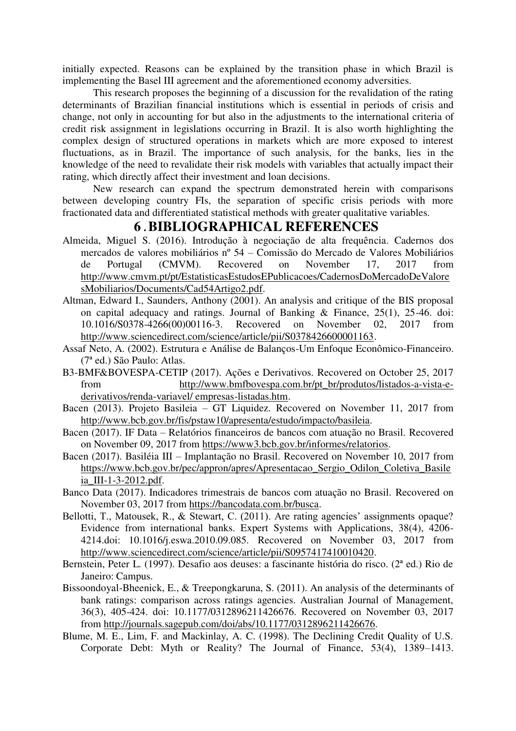initially expected. Reasons can be explained by the transition phase in which Brazil is implementing the Basel III agreement and the aforementioned economy adversities.

This research proposes the beginning of a discussion for the revalidation of the rating determinants of Brazilian financial institutions which is essential in periods of crisis and change, not only in accounting for but also in the adjustments to the international criteria of credit risk assignment in legislations occurring in Brazil. It is also worth highlighting the complex design of structured operations in markets which are more exposed to interest fluctuations, as in Brazil. The importance of such analysis, for the banks, lies in the knowledge of the need to revalidate their risk models with variables that actually impact their rating, which directly affect their investment and loan decisions.

New research can expand the spectrum demonstrated herein with comparisons between developing country FIs, the separation of specific crisis periods with more fractionated data and differentiated statistical methods with greater qualitative variables.

# 6. BIBLIOGRAPHICAL REFERENCES

Almeida, Miguel S. (2016). Introdução à negociação de alta frequência. Cadernos dos mercados de valores mobiliários nº 54 – Comissão do Mercado de Valores Mobiliários de Portugal (CMVM). Recovered on November 17, 2017 from http://www.cmvm.pt/pt/EstatisticasEstudosEPublicacoes/CadernosDoMercadoDeValoresMobiliarios/Documents/Cad54Artigo2.pdf.

Altman, Edward I., Saunders, Anthony (2001). An analysis and critique of the BIS proposal on capital adequacy and ratings. Journal of Banking & Finance, 25(1), 25-46. doi: 10.1016/S0378-4266(00)00116-3. Recovered on November 02, 2017 from http://www.sciencedirect.com/science/article/pii/S0378426600001163.

Assaf Neto, A. (2002). Estrutura e Análise de Balanços-Um Enfoque Econômico-Financeiro. (7ª ed.) São Paulo: Atlas.

B3-BMF&BOVESPA-CETIP (2017). Ações e Derivativos. Recovered on October 25, 2017 from http://www.bmfbovespa.com.br/pt_br/produtos/listados-a-vista-e-derivativos/renda-variavel/ empresas-listadas.htm.

Bacen (2013). Projeto Basileia – GT Liquidez. Recovered on November 11, 2017 from http://www.bcb.gov.br/fis/pstaw10/apresenta/estudo/impacto/basileia.

Bacen (2017). IF Data – Relatórios financeiros de bancos com atuação no Brasil. Recovered on November 09, 2017 from https://www3.bcb.gov.br/informes/relatorios.

Bacen (2017). Basiléia III – Implantação no Brasil. Recovered on November 10, 2017 from https://www.bcb.gov.br/pec/appron/apres/Apresentacao_Sergio_Odilon_Coletiva_Basileia_III-1-3-2012.pdf.

Banco Data (2017). Indicadores trimestrais de bancos com atuação no Brasil. Recovered on November 03, 2017 from https://bancodata.com.br/busca.

Bellotti, T., Matousek, R., & Stewart, C. (2011). Are rating agencies' assignments opaque? Evidence from international banks. Expert Systems with Applications, 38(4), 4206-4214.doi: 10.1016/j.eswa.2010.09.085. Recovered on November 03, 2017 from http://www.sciencedirect.com/science/article/pii/S0957417410010420.

Bernstein, Peter L. (1997). Desafio aos deuses: a fascinante história do risco. (2ª ed.) Rio de Janeiro: Campus.

Bissoondoyal-Bheenick, E., & Treepongkaruna, S. (2011). An analysis of the determinants of bank ratings: comparison across ratings agencies. Australian Journal of Management, 36(3), 405-424. doi: 10.1177/0312896211426676. Recovered on November 03, 2017 from http://journals.sagepub.com/doi/abs/10.1177/0312896211426676.

Blume, M. E., Lim, F. and Mackinlay, A. C. (1998). The Declining Credit Quality of U.S. Corporate Debt: Myth or Reality? The Journal of Finance, 53(4), 1389–1413.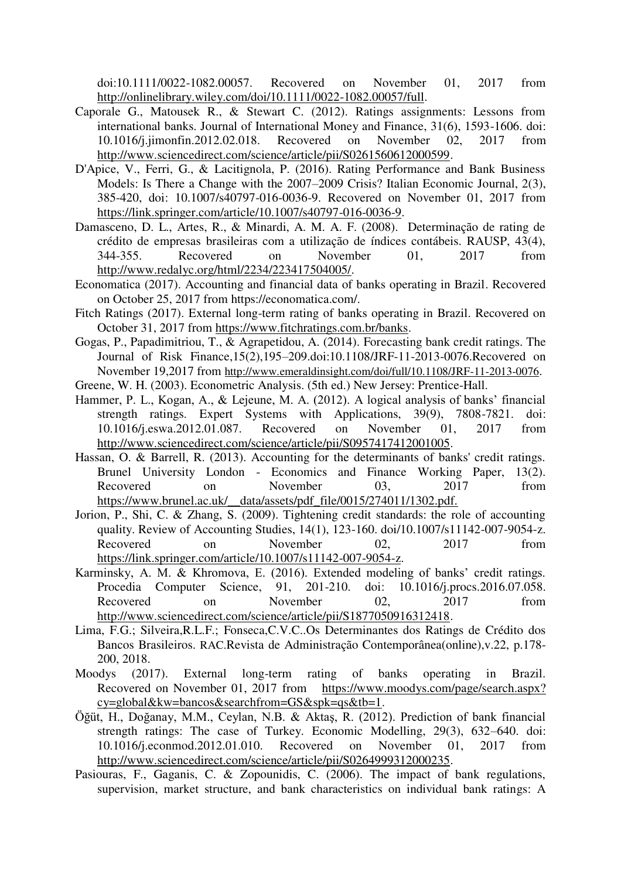doi:10.1111/0022-1082.00057. Recovered on November 01, 2017 from http://onlinelibrary.wiley.com/doi/10.1111/0022-1082.00057/full.

Caporale G., Matousek R., & Stewart C. (2012). Ratings assignments: Lessons from international banks. Journal of International Money and Finance, 31(6), 1593-1606. doi: 10.1016/j.jimonfin.2012.02.018. Recovered on November 02, 2017 from http://www.sciencedirect.com/science/article/pii/S0261560612000599.

D'Apice, V., Ferri, G., & Lacitignola, P. (2016). Rating Performance and Bank Business Models: Is There a Change with the 2007–2009 Crisis? Italian Economic Journal, 2(3), 385-420, doi: 10.1007/s40797-016-0036-9. Recovered on November 01, 2017 from https://link.springer.com/article/10.1007/s40797-016-0036-9.

Damasceno, D. L., Artes, R., & Minardi, A. M. A. F. (2008). Determinação de rating de crédito de empresas brasileiras com a utilização de índices contábeis. RAUSP, 43(4), 344-355. Recovered on November 01, 2017 from http://www.redalyc.org/html/2234/223417504005/.

Economatica (2017). Accounting and financial data of banks operating in Brazil. Recovered on October 25, 2017 from https://economatica.com/.

Fitch Ratings (2017). External long-term rating of banks operating in Brazil. Recovered on October 31, 2017 from https://www.fitchratings.com.br/banks.

Gogas, P., Papadimitriou, T., & Agrapetidou, A. (2014). Forecasting bank credit ratings. The Journal of Risk Finance,15(2),195–209.doi:10.1108/JRF-11-2013-0076.Recovered on November 19,2017 from http://www.emeraldinsight.com/doi/full/10.1108/JRF-11-2013-0076.

Greene, W. H. (2003). Econometric Analysis. (5th ed.) New Jersey: Prentice-Hall.

Hammer, P. L., Kogan, A., & Lejeune, M. A. (2012). A logical analysis of banks' financial strength ratings. Expert Systems with Applications, 39(9), 7808-7821. doi: 10.1016/j.eswa.2012.01.087. Recovered on November 01, 2017 from http://www.sciencedirect.com/science/article/pii/S0957417412001005.

Hassan, O. & Barrell, R. (2013). Accounting for the determinants of banks' credit ratings. Brunel University London - Economics and Finance Working Paper, 13(2). Recovered on November 03, 2017 from https://www.brunel.ac.uk/__data/assets/pdf_file/0015/274011/1302.pdf.

Jorion, P., Shi, C. & Zhang, S. (2009). Tightening credit standards: the role of accounting quality. Review of Accounting Studies, 14(1), 123-160. doi/10.1007/s11142-007-9054-z. Recovered on November 02, 2017 from https://link.springer.com/article/10.1007/s11142-007-9054-z.

Karminsky, A. M. & Khromova, E. (2016). Extended modeling of banks' credit ratings. Procedia Computer Science, 91, 201-210. doi: 10.1016/j.procs.2016.07.058. Recovered on November 02, 2017 from http://www.sciencedirect.com/science/article/pii/S1877050916312418.

Lima, F.G.; Silveira,R.L.F.; Fonseca,C.V.C..Os Determinantes dos Ratings de Crédito dos Bancos Brasileiros. RAC.Revista de Administração Contemporânea(online),v.22, p.178-200, 2018.

Moodys (2017). External long-term rating of banks operating in Brazil. Recovered on November 01, 2017 from https://www.moodys.com/page/search.aspx?cy=global&kw=bancos&searchfrom=GS&spk=qs&tb=1.

Öğüt, H., Doğanay, M.M., Ceylan, N.B. & Aktaş, R. (2012). Prediction of bank financial strength ratings: The case of Turkey. Economic Modelling, 29(3), 632–640. doi: 10.1016/j.econmod.2012.01.010. Recovered on November 01, 2017 from http://www.sciencedirect.com/science/article/pii/S0264999312000235.

Pasiouras, F., Gaganis, C. & Zopounidis, C. (2006). The impact of bank regulations, supervision, market structure, and bank characteristics on individual bank ratings: A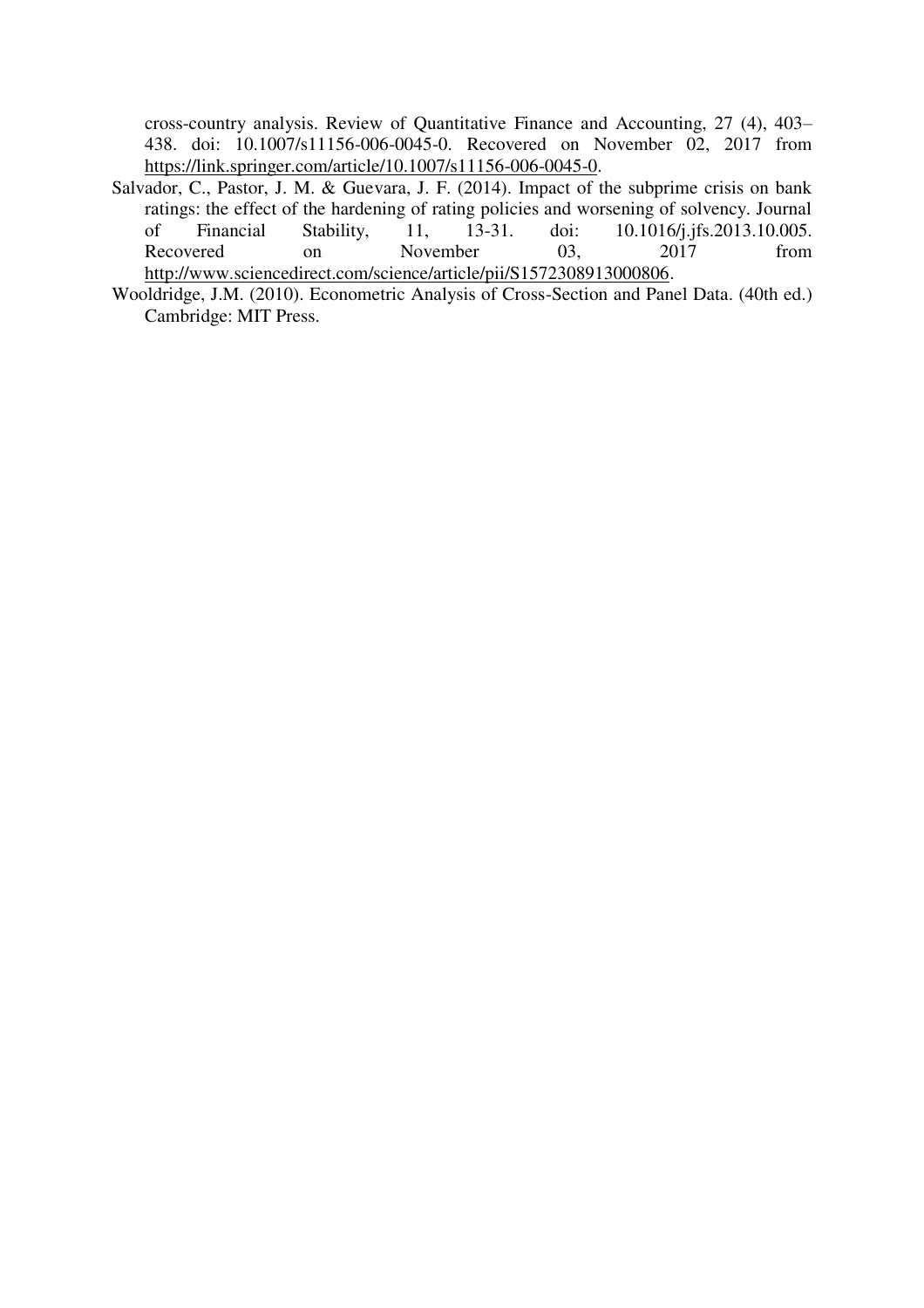cross-country analysis. Review of Quantitative Finance and Accounting, 27 (4), 403–438. doi: 10.1007/s11156-006-0045-0. Recovered on November 02, 2017 from https://link.springer.com/article/10.1007/s11156-006-0045-0.

Salvador, C., Pastor, J. M. & Guevara, J. F. (2014). Impact of the subprime crisis on bank ratings: the effect of the hardening of rating policies and worsening of solvency. Journal of Financial Stability, 11, 13-31. doi: 10.1016/j.jfs.2013.10.005. Recovered on November 03, 2017 from http://www.sciencedirect.com/science/article/pii/S1572308913000806.

Wooldridge, J.M. (2010). Econometric Analysis of Cross-Section and Panel Data. (40th ed.) Cambridge: MIT Press.